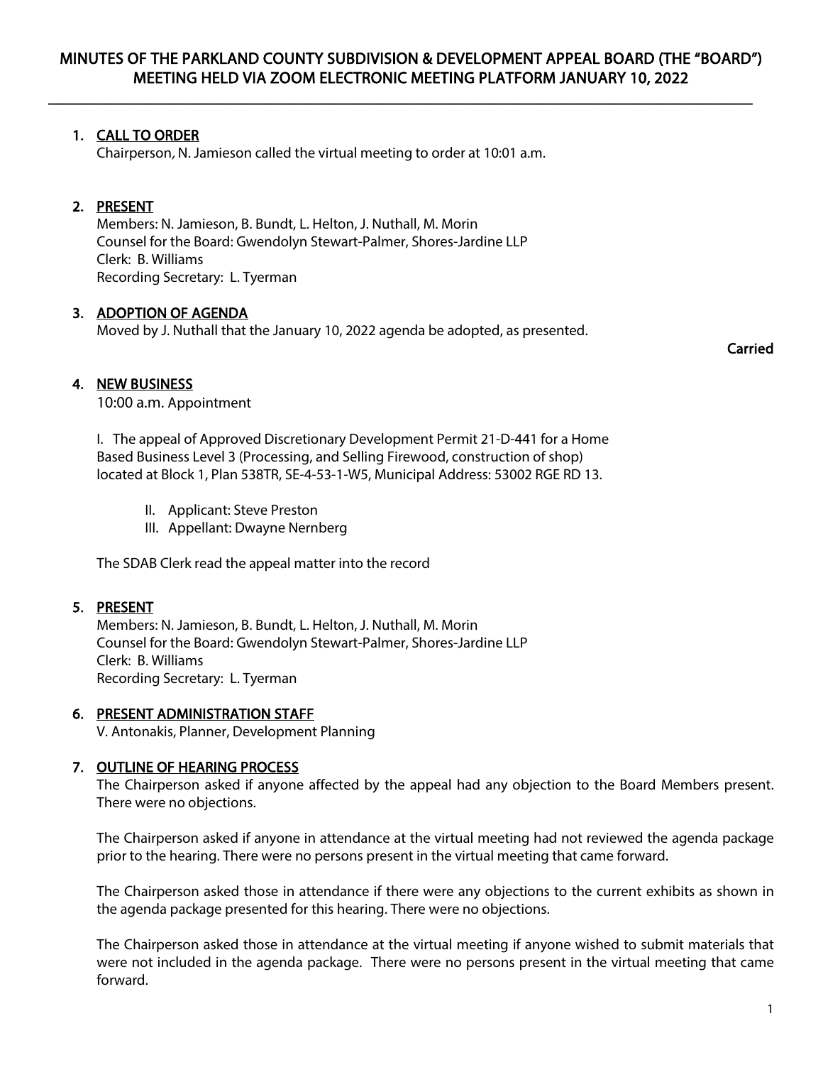# MINUTES OF THE PARKLAND COUNTY SUBDIVISION & DEVELOPMENT APPEAL BOARD (THE "BOARD") MEETING HELD VIA ZOOM ELECTRONIC MEETING PLATFORM JANUARY 10, 2022

## 1. CALL TO ORDER

Chairperson, N. Jamieson called the virtual meeting to order at 10:01 a.m.

## 2. PRESENT

Members: N. Jamieson, B. Bundt, L. Helton, J. Nuthall, M. Morin
Counsel for the Board: Gwendolyn Stewart-Palmer, Shores-Jardine LLP
Clerk: B. Williams
Recording Secretary: L. Tyerman

## 3. ADOPTION OF AGENDA

Moved by J. Nuthall that the January 10, 2022 agenda be adopted, as presented.

**Carried**

## 4. NEW BUSINESS

10:00 a.m. Appointment

I. The appeal of Approved Discretionary Development Permit 21-D-441 for a Home Based Business Level 3 (Processing, and Selling Firewood, construction of shop) located at Block 1, Plan 538TR, SE-4-53-1-W5, Municipal Address: 53002 RGE RD 13.

II. Applicant: Steve Preston
III. Appellant: Dwayne Nernberg

The SDAB Clerk read the appeal matter into the record

## 5. PRESENT

Members: N. Jamieson, B. Bundt, L. Helton, J. Nuthall, M. Morin
Counsel for the Board: Gwendolyn Stewart-Palmer, Shores-Jardine LLP
Clerk: B. Williams
Recording Secretary: L. Tyerman

## 6. PRESENT ADMINISTRATION STAFF

V. Antonakis, Planner, Development Planning

## 7. OUTLINE OF HEARING PROCESS

The Chairperson asked if anyone affected by the appeal had any objection to the Board Members present. There were no objections.

The Chairperson asked if anyone in attendance at the virtual meeting had not reviewed the agenda package prior to the hearing. There were no persons present in the virtual meeting that came forward.

The Chairperson asked those in attendance if there were any objections to the current exhibits as shown in the agenda package presented for this hearing. There were no objections.

The Chairperson asked those in attendance at the virtual meeting if anyone wished to submit materials that were not included in the agenda package. There were no persons present in the virtual meeting that came forward.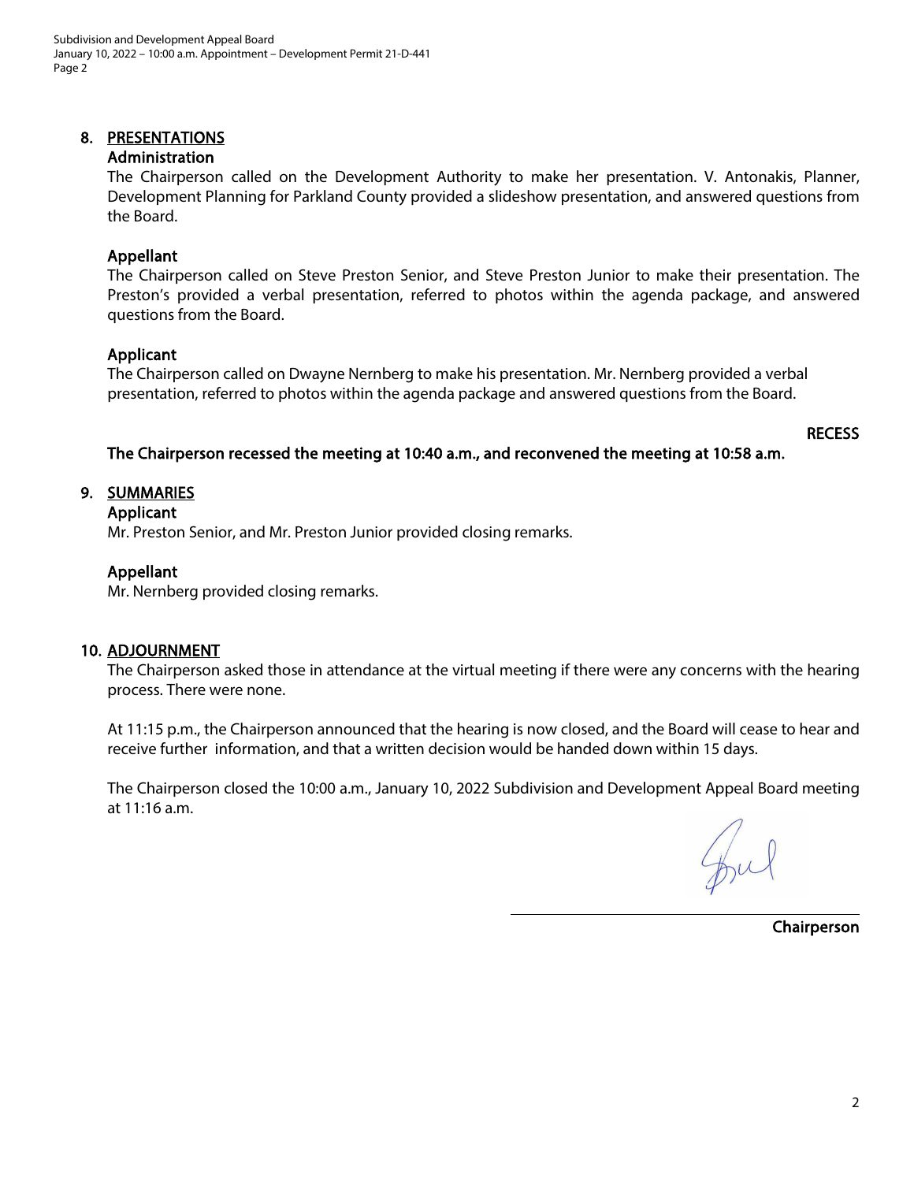## 8. PRESENTATIONS

### Administration

The Chairperson called on the Development Authority to make her presentation. V. Antonakis, Planner, Development Planning for Parkland County provided a slideshow presentation, and answered questions from the Board.

### Appellant

The Chairperson called on Steve Preston Senior, and Steve Preston Junior to make their presentation. The Preston's provided a verbal presentation, referred to photos within the agenda package, and answered questions from the Board.

### Applicant

The Chairperson called on Dwayne Nernberg to make his presentation. Mr. Nernberg provided a verbal presentation, referred to photos within the agenda package and answered questions from the Board.

**RECESS**

**The Chairperson recessed the meeting at 10:40 a.m., and reconvened the meeting at 10:58 a.m.**

## 9. SUMMARIES

### Applicant

Mr. Preston Senior, and Mr. Preston Junior provided closing remarks.

### Appellant

Mr. Nernberg provided closing remarks.

## 10. ADJOURNMENT

The Chairperson asked those in attendance at the virtual meeting if there were any concerns with the hearing process. There were none.

At 11:15 p.m., the Chairperson announced that the hearing is now closed, and the Board will cease to hear and receive further information, and that a written decision would be handed down within 15 days.

The Chairperson closed the 10:00 a.m., January 10, 2022 Subdivision and Development Appeal Board meeting at 11:16 a.m.

**Chairperson**